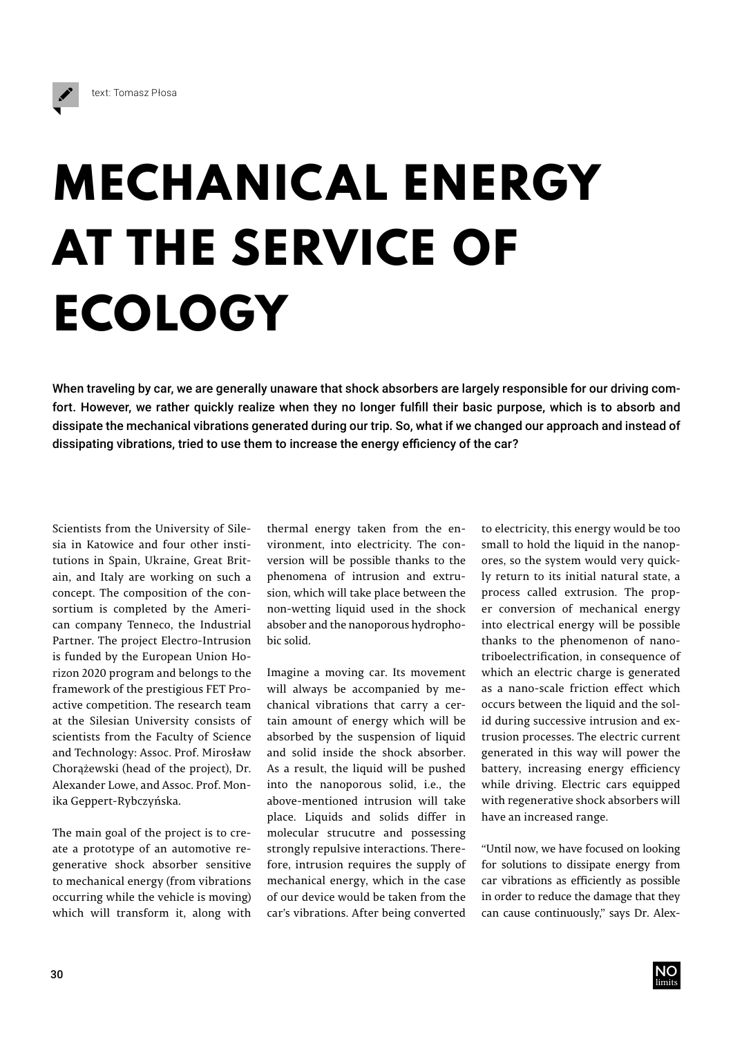text: Tomasz Płosa

# MECHANICAL ENERGY AT THE SERVICE OF ECOLOGY

**When traveling by car, we are generally unaware that shock absorbers are largely responsible for our driving comfort. However, we rather quickly realize when they no longer fulfill their basic purpose, which is to absorb and dissipate the mechanical vibrations generated during our trip. So, what if we changed our approach and instead of dissipating vibrations, tried to use them to increase the energy efficiency of the car?**

Scientists from the University of Silesia in Katowice and four other institutions in Spain, Ukraine, Great Britain, and Italy are working on such a concept. The composition of the consortium is completed by the American company Tenneco, the Industrial Partner. The project Electro-Intrusion is funded by the European Union Horizon 2020 program and belongs to the framework of the prestigious FET Proactive competition. The research team at the Silesian University consists of scientists from the Faculty of Science and Technology: Assoc. Prof. Mirosław Chorążewski (head of the project), Dr. Alexander Lowe, and Assoc. Prof. Monika Geppert-Rybczyńska.

The main goal of the project is to create a prototype of an automotive regenerative shock absorber sensitive to mechanical energy (from vibrations occurring while the vehicle is moving) which will transform it, along with thermal energy taken from the environment, into electricity. The conversion will be possible thanks to the phenomena of intrusion and extrusion, which will take place between the non-wetting liquid used in the shock absober and the nanoporous hydrophobic solid.

Imagine a moving car. Its movement will always be accompanied by mechanical vibrations that carry a certain amount of energy which will be absorbed by the suspension of liquid and solid inside the shock absorber. As a result, the liquid will be pushed into the nanoporous solid, i.e., the above-mentioned intrusion will take place. Liquids and solids differ in molecular strucutre and possessing strongly repulsive interactions. Therefore, intrusion requires the supply of mechanical energy, which in the case of our device would be taken from the car's vibrations. After being converted to electricity, this energy would be too small to hold the liquid in the nanopores, so the system would very quickly return to its initial natural state, a process called extrusion. The proper conversion of mechanical energy into electrical energy will be possible thanks to the phenomenon of nanotriboelectrification, in consequence of which an electric charge is generated as a nano-scale friction effect which occurs between the liquid and the solid during successive intrusion and extrusion processes. The electric current generated in this way will power the battery, increasing energy efficiency while driving. Electric cars equipped with regenerative shock absorbers will have an increased range.

"Until now, we have focused on looking for solutions to dissipate energy from car vibrations as efficiently as possible in order to reduce the damage that they can cause continuously," says Dr. Alex-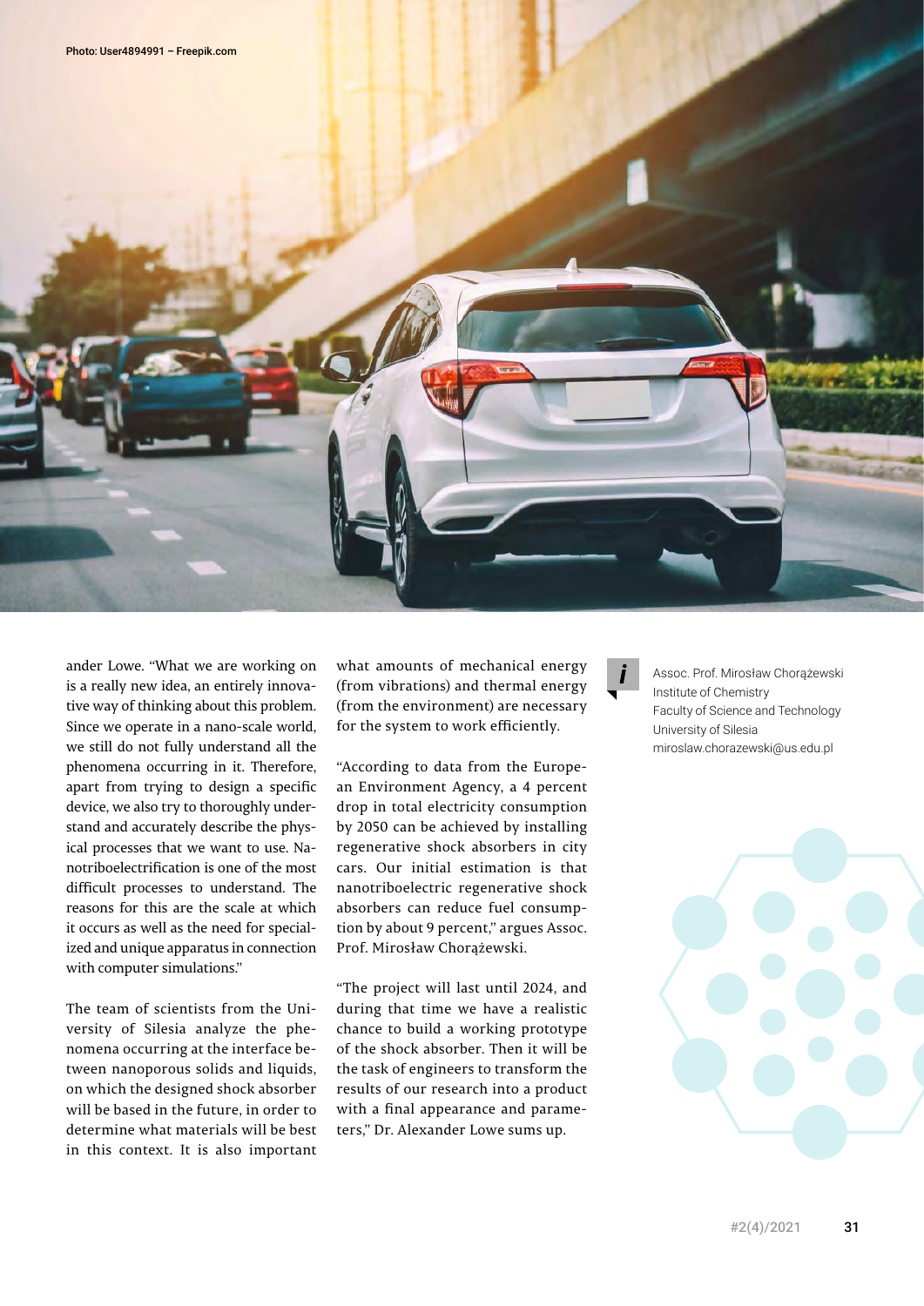Photo: User4894991 – Freepik.com

ander Lowe. "What we are working on is a really new idea, an entirely innovative way of thinking about this problem. Since we operate in a nano-scale world, we still do not fully understand all the phenomena occurring in it. Therefore, apart from trying to design a specific device, we also try to thoroughly understand and accurately describe the physical processes that we want to use. Nanotriboelectrification is one of the most difficult processes to understand. The reasons for this are the scale at which it occurs as well as the need for specialized and unique apparatus in connection with computer simulations."

The team of scientists from the University of Silesia analyze the phenomena occurring at the interface between nanoporous solids and liquids, on which the designed shock absorber will be based in the future, in order to determine what materials will be best in this context. It is also important what amounts of mechanical energy (from vibrations) and thermal energy (from the environment) are necessary for the system to work efficiently.

"According to data from the European Environment Agency, a 4 percent drop in total electricity consumption by 2050 can be achieved by installing regenerative shock absorbers in city cars. Our initial estimation is that nanotriboelectric regenerative shock absorbers can reduce fuel consumption by about 9 percent," argues Assoc. Prof. Mirosław Chorążewski.

"The project will last until 2024, and during that time we have a realistic chance to build a working prototype of the shock absorber. Then it will be the task of engineers to transform the results of our research into a product with a final appearance and parameters," Dr. Alexander Lowe sums up.

*i*

Assoc. Prof. Mirosław Chorążewski
Institute of Chemistry
Faculty of Science and Technology
University of Silesia
miroslaw.chorazewski@us.edu.pl